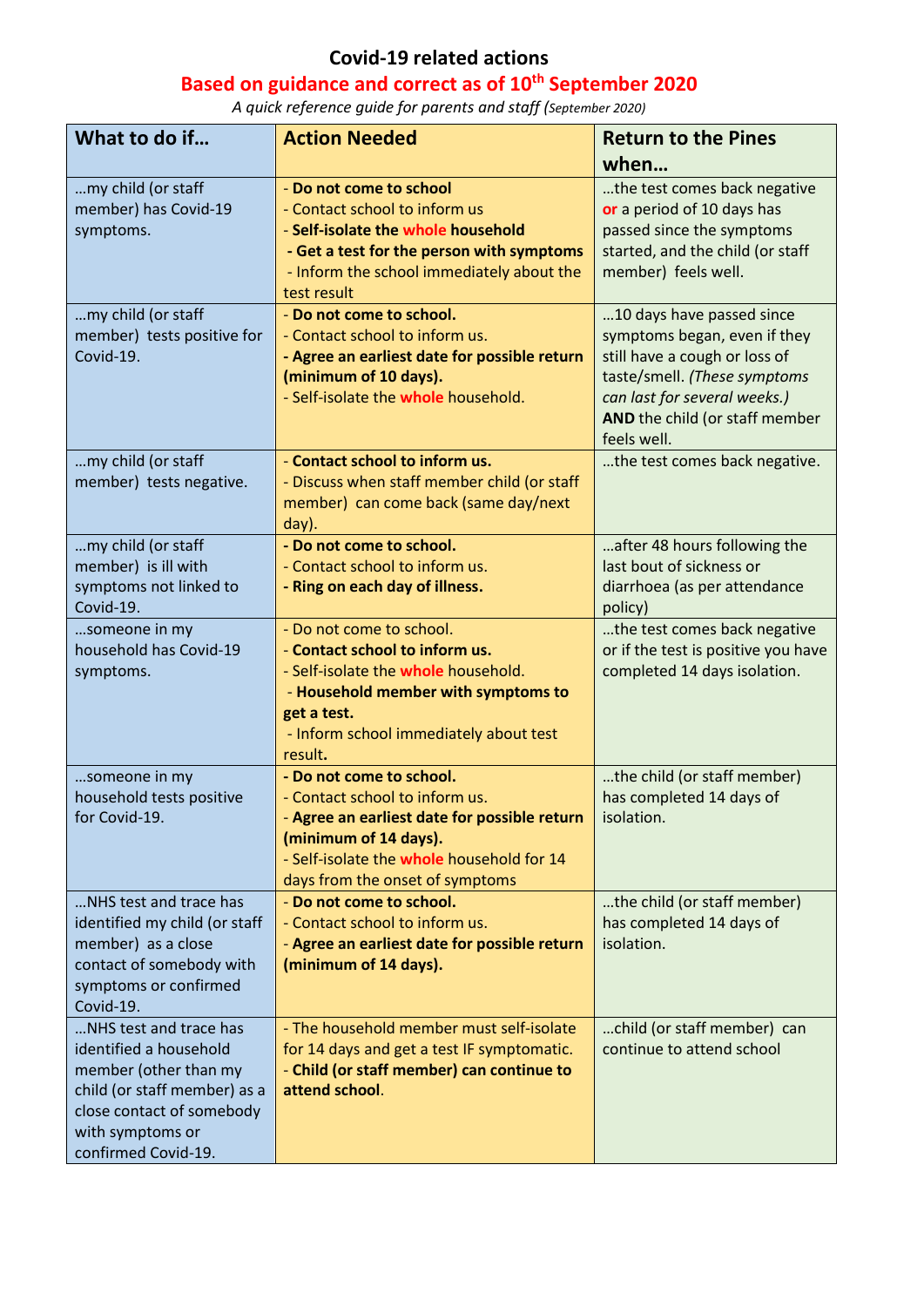# Covid-19 related actions

## Based on guidance and correct as of 10th September 2020

*A quick reference guide for parents and staff (September 2020)*

| What to do if… | Action Needed | Return to the Pines when… |
|---|---|---|
| …my child (or staff member) has Covid-19 symptoms. | - **Do not come to school**<br>- Contact school to inform us<br>- **Self-isolate the whole household**<br>- **Get a test for the person with symptoms**<br>- Inform the school immediately about the test result | …the test comes back negative **or** a period of 10 days has passed since the symptoms started, and the child (or staff member) feels well. |
| …my child (or staff member) tests positive for Covid-19. | - **Do not come to school.**<br>- Contact school to inform us.<br>- **Agree an earliest date for possible return (minimum of 10 days).**<br>- Self-isolate the **whole** household. | …10 days have passed since symptoms began, even if they still have a cough or loss of taste/smell. *(These symptoms can last for several weeks.)* **AND** the child (or staff member feels well. |
| …my child (or staff member) tests negative. | - **Contact school to inform us.**<br>- Discuss when staff member child (or staff member) can come back (same day/next day). | …the test comes back negative. |
| …my child (or staff member) is ill with symptoms not linked to Covid-19. | **- Do not come to school.**<br>- Contact school to inform us.<br>**- Ring on each day of illness.** | …after 48 hours following the last bout of sickness or diarrhoea (as per attendance policy) |
| …someone in my household has Covid-19 symptoms. | - Do not come to school.<br>- **Contact school to inform us.**<br>- Self-isolate the **whole** household.<br>- **Household member with symptoms to get a test.**<br>- Inform school immediately about test result**.** | …the test comes back negative or if the test is positive you have completed 14 days isolation. |
| …someone in my household tests positive for Covid-19. | **- Do not come to school.**<br>- Contact school to inform us.<br>- **Agree an earliest date for possible return (minimum of 14 days).**<br>- Self-isolate the **whole** household for 14 days from the onset of symptoms | …the child (or staff member) has completed 14 days of isolation. |
| …NHS test and trace has identified my child (or staff member) as a close contact of somebody with symptoms or confirmed Covid-19. | - **Do not come to school.**<br>- Contact school to inform us.<br>- **Agree an earliest date for possible return (minimum of 14 days).** | …the child (or staff member) has completed 14 days of isolation. |
| …NHS test and trace has identified a household member (other than my child (or staff member) as a close contact of somebody with symptoms or confirmed Covid-19. | - The household member must self-isolate for 14 days and get a test IF symptomatic.<br>- **Child (or staff member) can continue to attend school**. | …child (or staff member) can continue to attend school |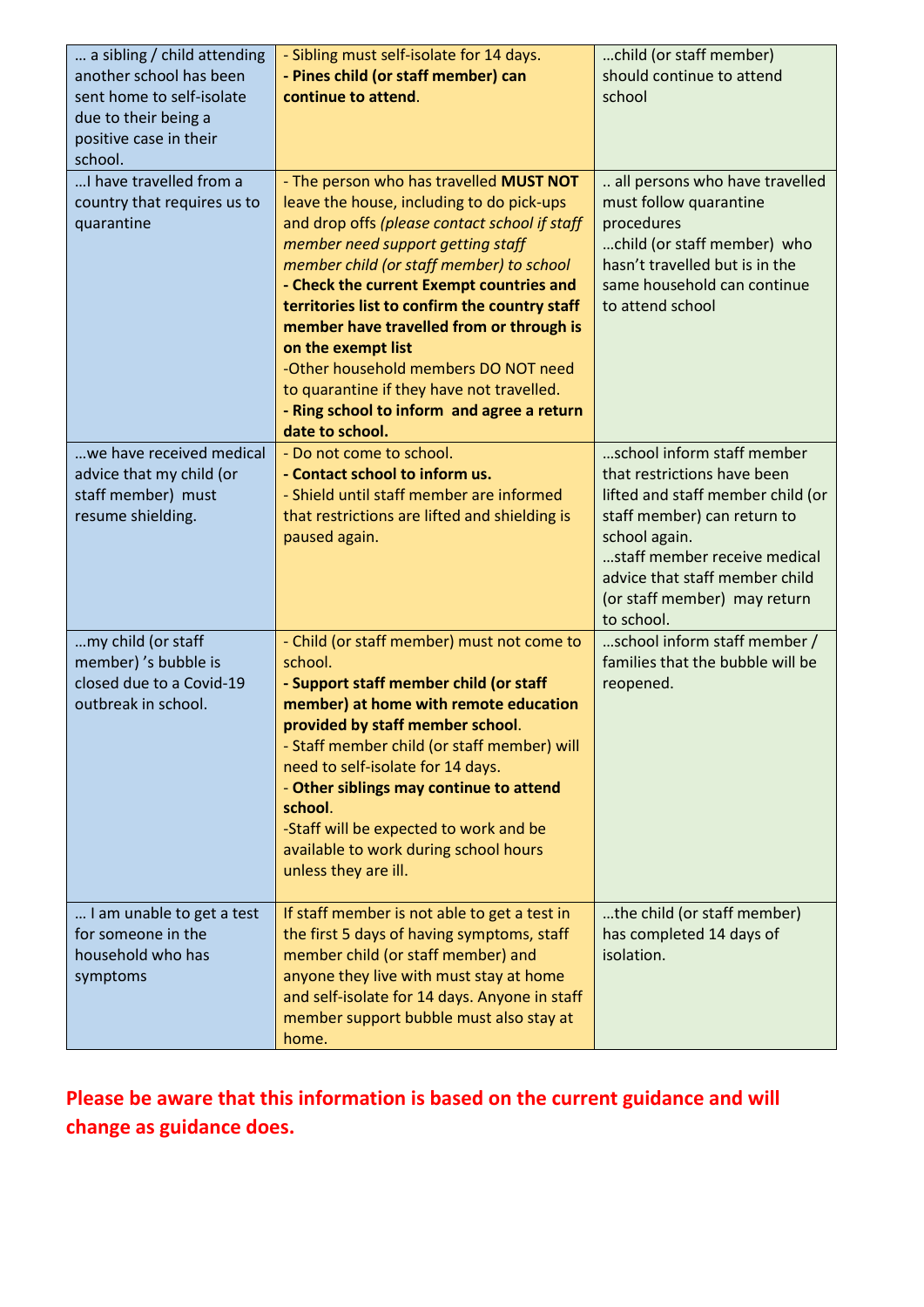| | | |
|---|---|---|
| … a sibling / child attending another school has been sent home to self-isolate due to their being a positive case in their school. | - Sibling must self-isolate for 14 days.<br>**- Pines child (or staff member) can continue to attend**. | …child (or staff member) should continue to attend school |
| …I have travelled from a country that requires us to quarantine | - The person who has travelled **MUST NOT** leave the house, including to do pick-ups and drop offs *(please contact school if staff member need support getting staff member child (or staff member) to school*<br>**- Check the current Exempt countries and territories list to confirm the country staff member have travelled from or through is on the exempt list**<br>-Other household members DO NOT need to quarantine if they have not travelled.<br>**- Ring school to inform and agree a return date to school.** | .. all persons who have travelled must follow quarantine procedures<br>…child (or staff member) who hasn't travelled but is in the same household can continue to attend school |
| …we have received medical advice that my child (or staff member) must resume shielding. | - Do not come to school.<br>**- Contact school to inform us.**<br>- Shield until staff member are informed that restrictions are lifted and shielding is paused again. | …school inform staff member that restrictions have been lifted and staff member child (or staff member) can return to school again.<br>…staff member receive medical advice that staff member child (or staff member) may return to school. |
| …my child (or staff member) 's bubble is closed due to a Covid-19 outbreak in school. | - Child (or staff member) must not come to school.<br>**- Support staff member child (or staff member) at home with remote education provided by staff member school**.<br>- Staff member child (or staff member) will need to self-isolate for 14 days.<br>**- Other siblings may continue to attend school**.<br>-Staff will be expected to work and be available to work during school hours unless they are ill. | …school inform staff member / families that the bubble will be reopened. |
| … I am unable to get a test for someone in the household who has symptoms | If staff member is not able to get a test in the first 5 days of having symptoms, staff member child (or staff member) and anyone they live with must stay at home and self-isolate for 14 days. Anyone in staff member support bubble must also stay at home. | …the child (or staff member) has completed 14 days of isolation. |

**Please be aware that this information is based on the current guidance and will change as guidance does.**